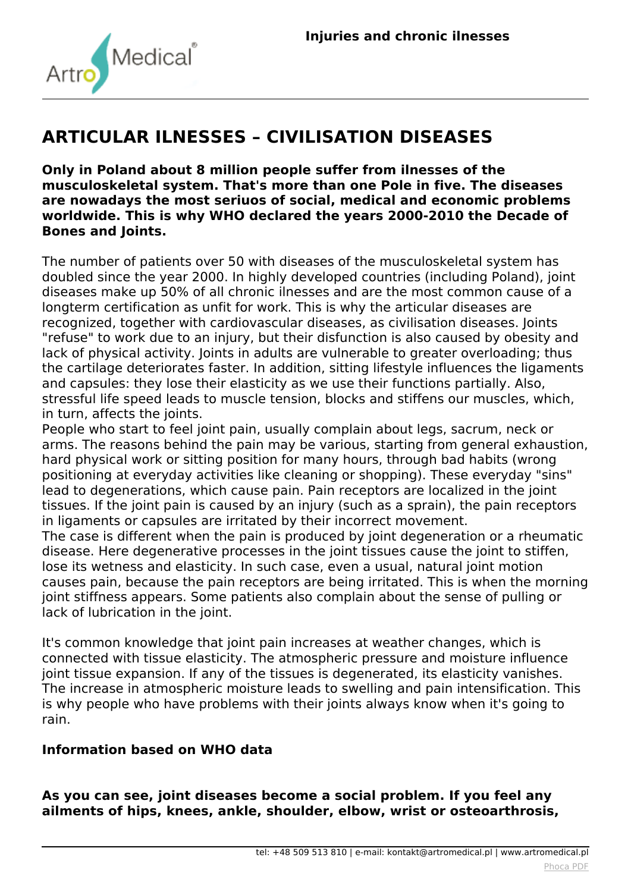# ARTICULAR ILNESSES – CIVILISATION DISEASES

**Only in Poland about 8 million people suffer from ilnesses of the musculoskeletal system. That's more than one Pole in five. The diseases are nowadays the most seriuos of social, medical and economic problems worldwide. This is why WHO declared the years 2000-2010 the Decade of Bones and Joints.**

The number of patients over 50 with diseases of the musculoskeletal system has doubled since the year 2000. In highly developed countries (including Poland), joint diseases make up 50% of all chronic ilnesses and are the most common cause of a longterm certification as unfit for work. This is why the articular diseases are recognized, together with cardiovascular diseases, as civilisation diseases. Joints "refuse" to work due to an injury, but their disfunction is also caused by obesity and lack of physical activity. Joints in adults are vulnerable to greater overloading; thus the cartilage deteriorates faster. In addition, sitting lifestyle influences the ligaments and capsules: they lose their elasticity as we use their functions partially. Also, stressful life speed leads to muscle tension, blocks and stiffens our muscles, which, in turn, affects the joints.
People who start to feel joint pain, usually complain about legs, sacrum, neck or arms. The reasons behind the pain may be various, starting from general exhaustion, hard physical work or sitting position for many hours, through bad habits (wrong positioning at everyday activities like cleaning or shopping). These everyday "sins" lead to degenerations, which cause pain. Pain receptors are localized in the joint tissues. If the joint pain is caused by an injury (such as a sprain), the pain receptors in ligaments or capsules are irritated by their incorrect movement.
The case is different when the pain is produced by joint degeneration or a rheumatic disease. Here degenerative processes in the joint tissues cause the joint to stiffen, lose its wetness and elasticity. In such case, even a usual, natural joint motion causes pain, because the pain receptors are being irritated. This is when the morning joint stiffness appears. Some patients also complain about the sense of pulling or lack of lubrication in the joint.

It's common knowledge that joint pain increases at weather changes, which is connected with tissue elasticity. The atmospheric pressure and moisture influence joint tissue expansion. If any of the tissues is degenerated, its elasticity vanishes. The increase in atmospheric moisture leads to swelling and pain intensification. This is why people who have problems with their joints always know when it's going to rain.

**Information based on WHO data**

**As you can see, joint diseases become a social problem. If you feel any ailments of hips, knees, ankle, shoulder, elbow, wrist or osteoarthrosis,**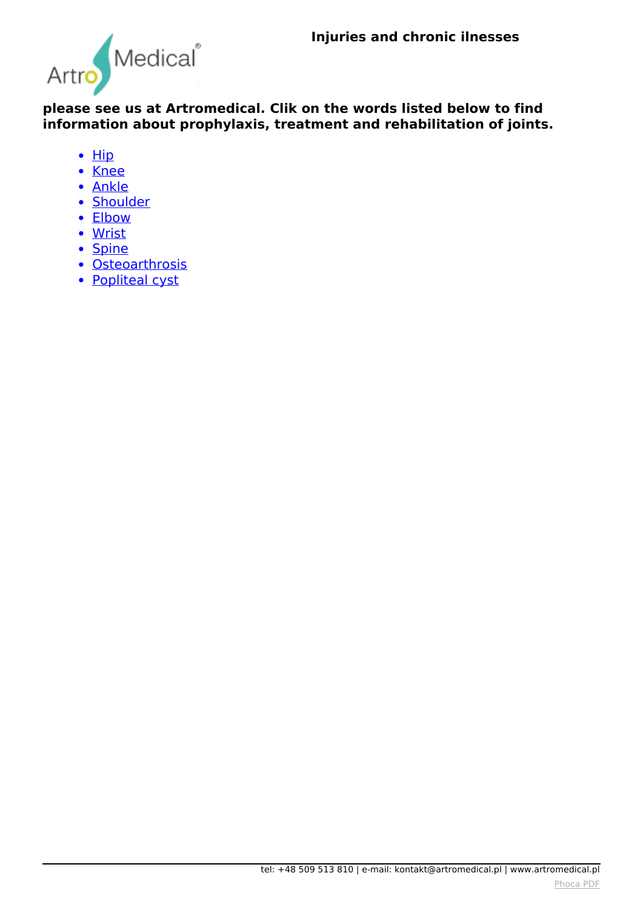**please see us at Artromedical. Clik on the words listed below to find information about prophylaxis, treatment and rehabilitation of joints.**

- Hip
- Knee
- Ankle
- Shoulder
- Elbow
- Wrist
- Spine
- Osteoarthrosis
- Popliteal cyst